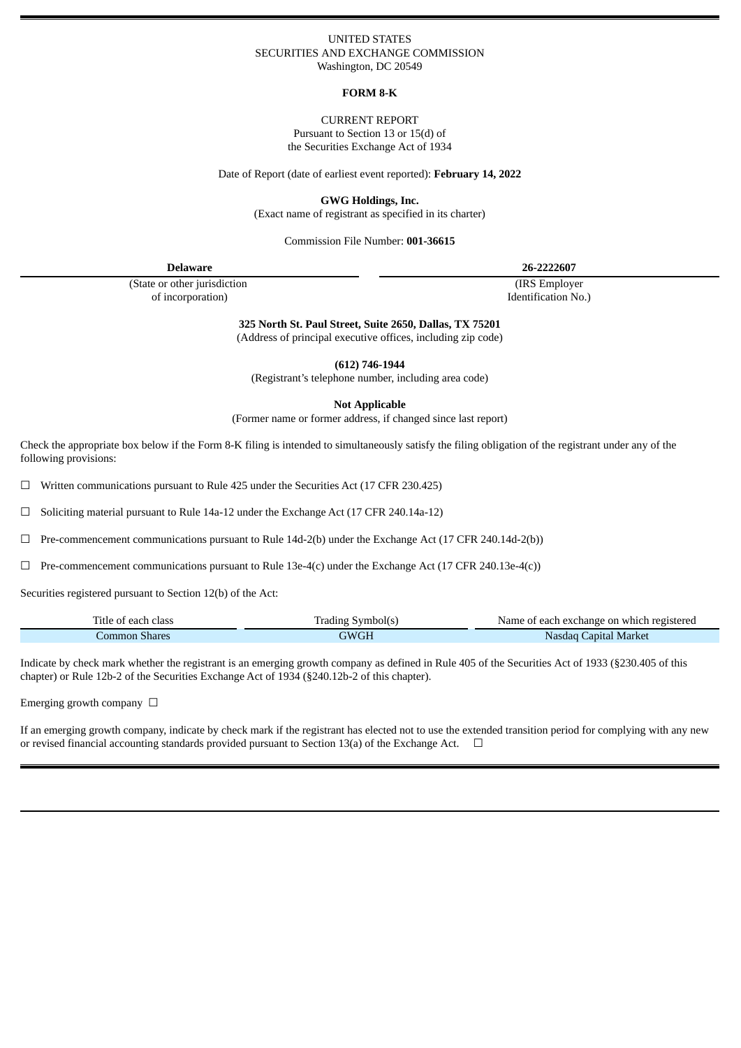UNITED STATES
SECURITIES AND EXCHANGE COMMISSION
Washington, DC 20549

**FORM 8-K**

CURRENT REPORT
Pursuant to Section 13 or 15(d) of
the Securities Exchange Act of 1934

Date of Report (date of earliest event reported): **February 14, 2022**

**GWG Holdings, Inc.**
(Exact name of registrant as specified in its charter)

Commission File Number: **001-36615**

| **Delaware** | **26-2222607** |
|---|---|
| (State or other jurisdiction of incorporation) | (IRS Employer Identification No.) |

**325 North St. Paul Street, Suite 2650, Dallas, TX 75201**
(Address of principal executive offices, including zip code)

**(612) 746-1944**
(Registrant's telephone number, including area code)

**Not Applicable**
(Former name or former address, if changed since last report)

Check the appropriate box below if the Form 8-K filing is intended to simultaneously satisfy the filing obligation of the registrant under any of the following provisions:

☐ Written communications pursuant to Rule 425 under the Securities Act (17 CFR 230.425)

☐ Soliciting material pursuant to Rule 14a-12 under the Exchange Act (17 CFR 240.14a-12)

☐ Pre-commencement communications pursuant to Rule 14d-2(b) under the Exchange Act (17 CFR 240.14d-2(b))

☐ Pre-commencement communications pursuant to Rule 13e-4(c) under the Exchange Act (17 CFR 240.13e-4(c))

Securities registered pursuant to Section 12(b) of the Act:

| Title of each class | Trading Symbol(s) | Name of each exchange on which registered |
|---|---|---|
| Common Shares | GWGH | Nasdaq Capital Market |

Indicate by check mark whether the registrant is an emerging growth company as defined in Rule 405 of the Securities Act of 1933 (§230.405 of this chapter) or Rule 12b-2 of the Securities Exchange Act of 1934 (§240.12b-2 of this chapter).

Emerging growth company ☐

If an emerging growth company, indicate by check mark if the registrant has elected not to use the extended transition period for complying with any new or revised financial accounting standards provided pursuant to Section 13(a) of the Exchange Act. ☐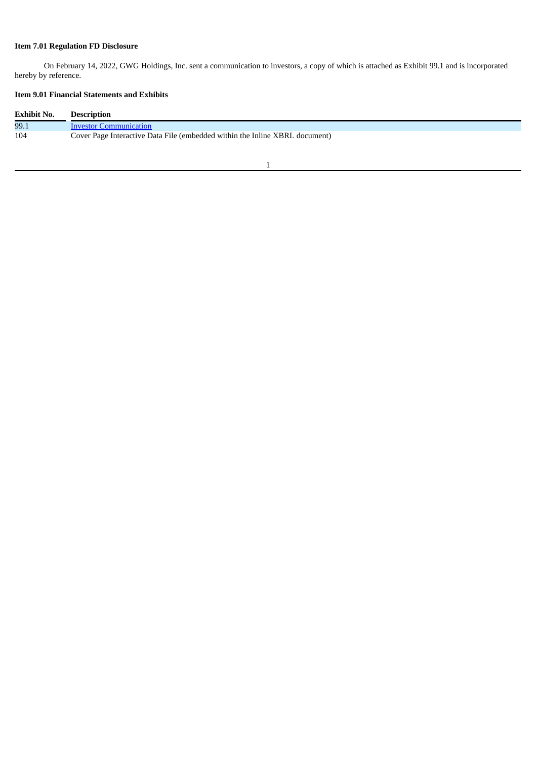**Item 7.01 Regulation FD Disclosure**

On February 14, 2022, GWG Holdings, Inc. sent a communication to investors, a copy of which is attached as Exhibit 99.1 and is incorporated hereby by reference.

**Item 9.01 Financial Statements and Exhibits**

| Exhibit No. | Description |
|---|---|
| 99.1 | Investor Communication |
| 104 | Cover Page Interactive Data File (embedded within the Inline XBRL document) |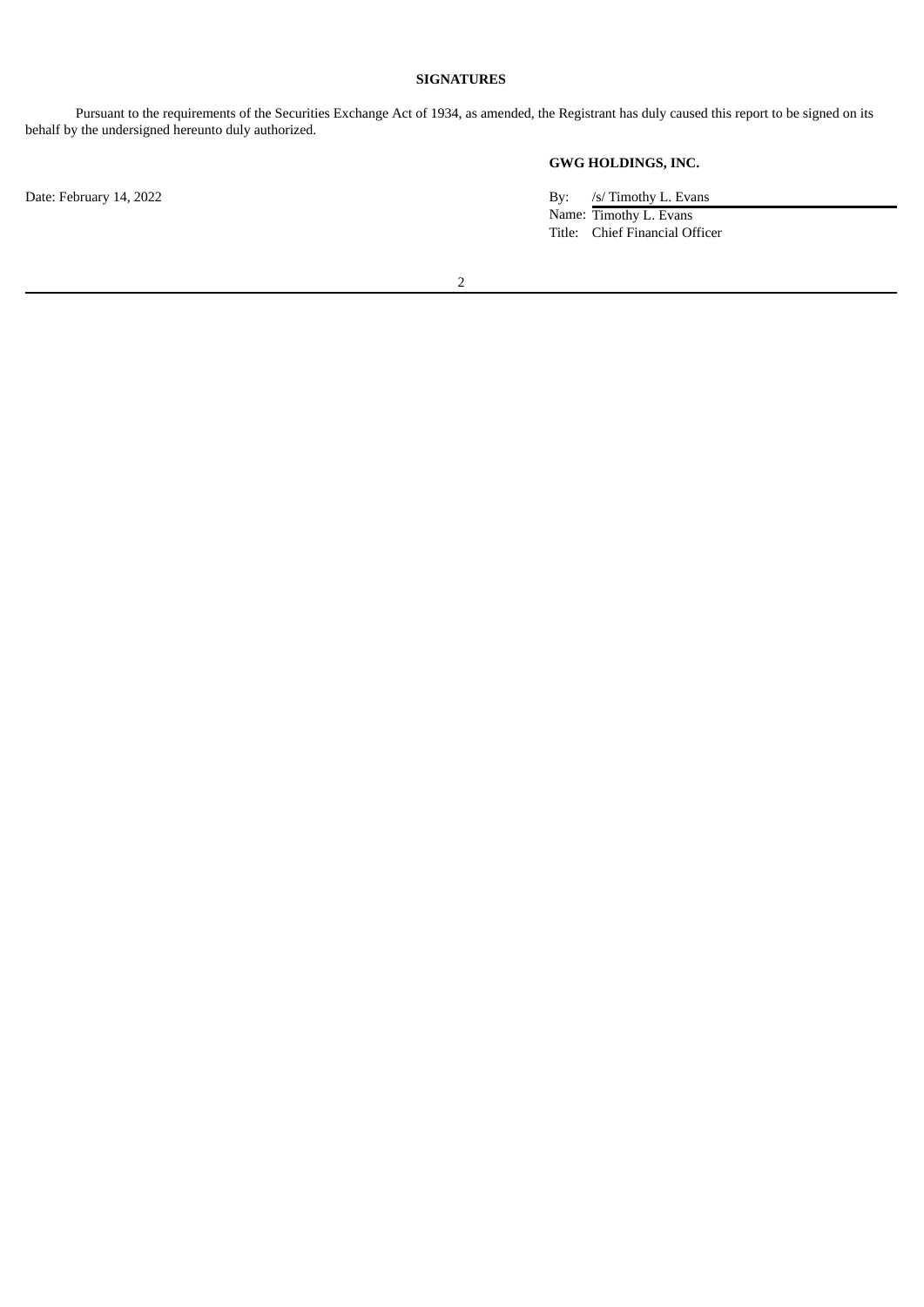**SIGNATURES**

Pursuant to the requirements of the Securities Exchange Act of 1934, as amended, the Registrant has duly caused this report to be signed on its behalf by the undersigned hereunto duly authorized.

| | |
|---|---|
| | **GWG HOLDINGS, INC.** |
| Date: February 14, 2022 | By: /s/ Timothy L. Evans |
| | Name: Timothy L. Evans |
| | Title: Chief Financial Officer |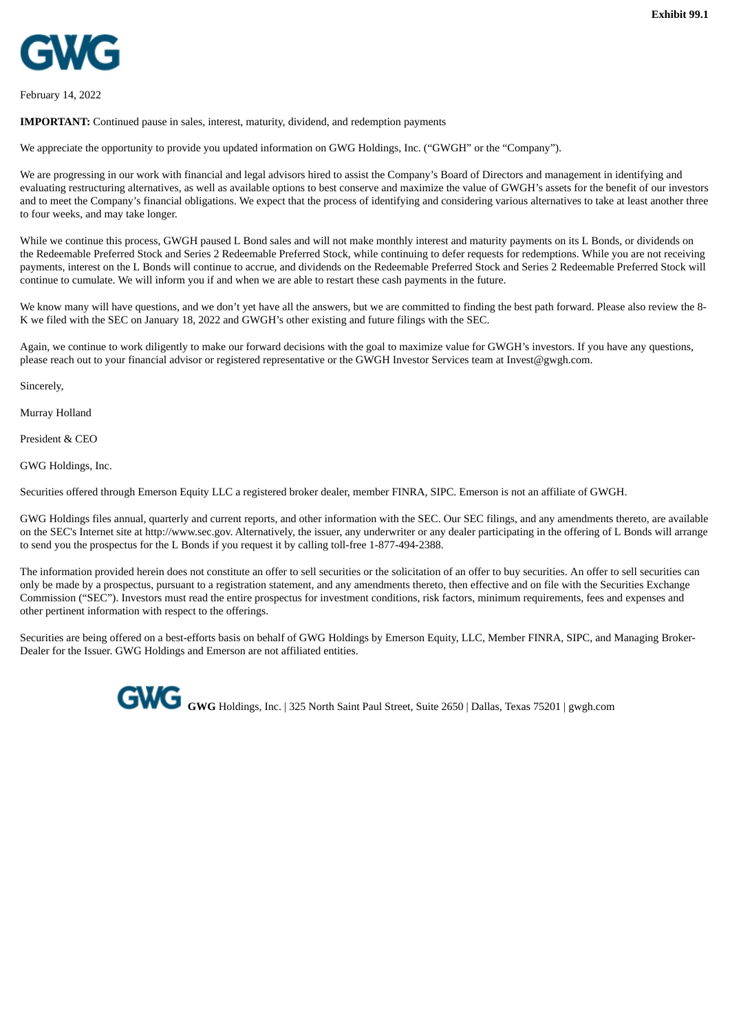**Exhibit 99.1**

GWG

February 14, 2022

**IMPORTANT:** Continued pause in sales, interest, maturity, dividend, and redemption payments

We appreciate the opportunity to provide you updated information on GWG Holdings, Inc. ("GWGH" or the "Company").

We are progressing in our work with financial and legal advisors hired to assist the Company's Board of Directors and management in identifying and evaluating restructuring alternatives, as well as available options to best conserve and maximize the value of GWGH's assets for the benefit of our investors and to meet the Company's financial obligations. We expect that the process of identifying and considering various alternatives to take at least another three to four weeks, and may take longer.

While we continue this process, GWGH paused L Bond sales and will not make monthly interest and maturity payments on its L Bonds, or dividends on the Redeemable Preferred Stock and Series 2 Redeemable Preferred Stock, while continuing to defer requests for redemptions. While you are not receiving payments, interest on the L Bonds will continue to accrue, and dividends on the Redeemable Preferred Stock and Series 2 Redeemable Preferred Stock will continue to cumulate. We will inform you if and when we are able to restart these cash payments in the future.

We know many will have questions, and we don't yet have all the answers, but we are committed to finding the best path forward. Please also review the 8-K we filed with the SEC on January 18, 2022 and GWGH's other existing and future filings with the SEC.

Again, we continue to work diligently to make our forward decisions with the goal to maximize value for GWGH's investors. If you have any questions, please reach out to your financial advisor or registered representative or the GWGH Investor Services team at Invest@gwgh.com.

Sincerely,

Murray Holland

President & CEO

GWG Holdings, Inc.

Securities offered through Emerson Equity LLC a registered broker dealer, member FINRA, SIPC. Emerson is not an affiliate of GWGH.

GWG Holdings files annual, quarterly and current reports, and other information with the SEC. Our SEC filings, and any amendments thereto, are available on the SEC's Internet site at http://www.sec.gov. Alternatively, the issuer, any underwriter or any dealer participating in the offering of L Bonds will arrange to send you the prospectus for the L Bonds if you request it by calling toll-free 1-877-494-2388.

The information provided herein does not constitute an offer to sell securities or the solicitation of an offer to buy securities. An offer to sell securities can only be made by a prospectus, pursuant to a registration statement, and any amendments thereto, then effective and on file with the Securities Exchange Commission ("SEC"). Investors must read the entire prospectus for investment conditions, risk factors, minimum requirements, fees and expenses and other pertinent information with respect to the offerings.

Securities are being offered on a best-efforts basis on behalf of GWG Holdings by Emerson Equity, LLC, Member FINRA, SIPC, and Managing Broker-Dealer for the Issuer. GWG Holdings and Emerson are not affiliated entities.

GWG **GWG** Holdings, Inc. | 325 North Saint Paul Street, Suite 2650 | Dallas, Texas 75201 | gwgh.com